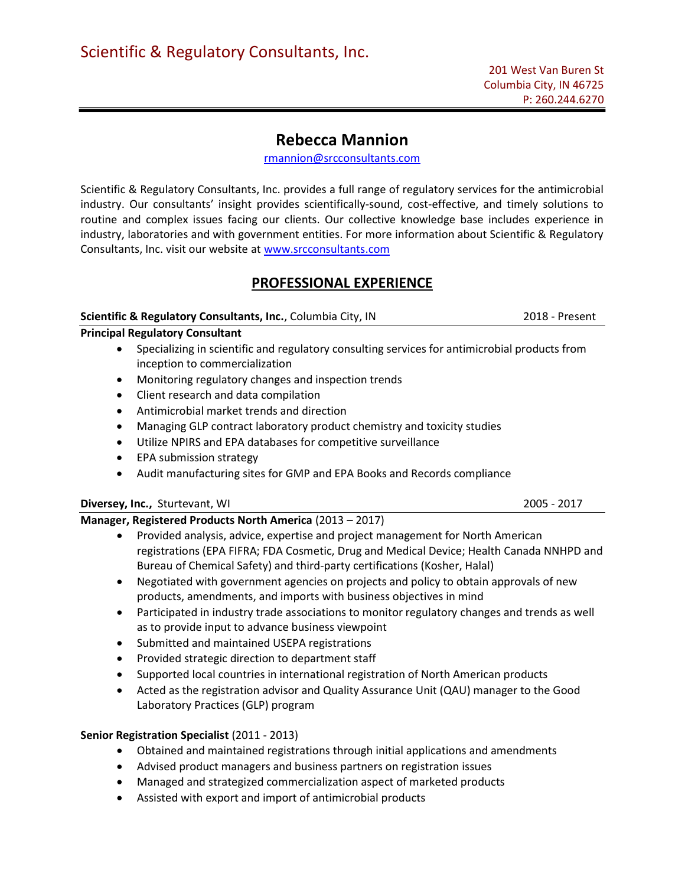Scientific & Regulatory Consultants, Inc.

201 West Van Buren St
Columbia City, IN 46725
P: 260.244.6270

# Rebecca Mannion

rmannion@srcconsultants.com

Scientific & Regulatory Consultants, Inc. provides a full range of regulatory services for the antimicrobial industry. Our consultants' insight provides scientifically-sound, cost-effective, and timely solutions to routine and complex issues facing our clients. Our collective knowledge base includes experience in industry, laboratories and with government entities. For more information about Scientific & Regulatory Consultants, Inc. visit our website at www.srcconsultants.com

## PROFESSIONAL EXPERIENCE

**Scientific & Regulatory Consultants, Inc.**, Columbia City, IN — 2018 - Present

**Principal Regulatory Consultant**

- Specializing in scientific and regulatory consulting services for antimicrobial products from inception to commercialization
- Monitoring regulatory changes and inspection trends
- Client research and data compilation
- Antimicrobial market trends and direction
- Managing GLP contract laboratory product chemistry and toxicity studies
- Utilize NPIRS and EPA databases for competitive surveillance
- EPA submission strategy
- Audit manufacturing sites for GMP and EPA Books and Records compliance

**Diversey, Inc.**, Sturtevant, WI — 2005 - 2017

**Manager, Registered Products North America** (2013 – 2017)

- Provided analysis, advice, expertise and project management for North American registrations (EPA FIFRA; FDA Cosmetic, Drug and Medical Device; Health Canada NNHPD and Bureau of Chemical Safety) and third-party certifications (Kosher, Halal)
- Negotiated with government agencies on projects and policy to obtain approvals of new products, amendments, and imports with business objectives in mind
- Participated in industry trade associations to monitor regulatory changes and trends as well as to provide input to advance business viewpoint
- Submitted and maintained USEPA registrations
- Provided strategic direction to department staff
- Supported local countries in international registration of North American products
- Acted as the registration advisor and Quality Assurance Unit (QAU) manager to the Good Laboratory Practices (GLP) program

**Senior Registration Specialist** (2011 - 2013)

- Obtained and maintained registrations through initial applications and amendments
- Advised product managers and business partners on registration issues
- Managed and strategized commercialization aspect of marketed products
- Assisted with export and import of antimicrobial products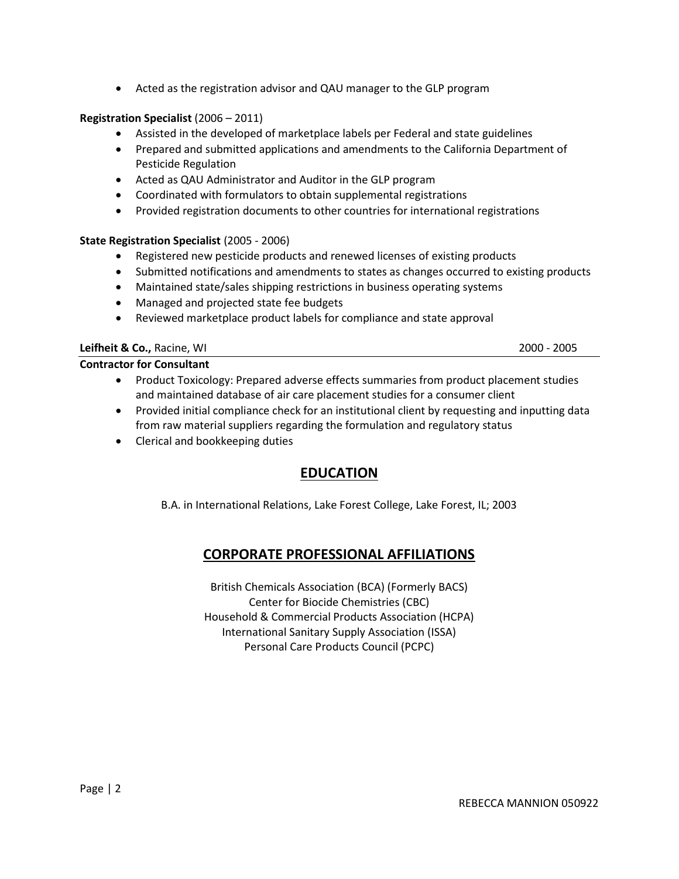- Acted as the registration advisor and QAU manager to the GLP program

**Registration Specialist** (2006 – 2011)

- Assisted in the developed of marketplace labels per Federal and state guidelines
- Prepared and submitted applications and amendments to the California Department of Pesticide Regulation
- Acted as QAU Administrator and Auditor in the GLP program
- Coordinated with formulators to obtain supplemental registrations
- Provided registration documents to other countries for international registrations

**State Registration Specialist** (2005 - 2006)

- Registered new pesticide products and renewed licenses of existing products
- Submitted notifications and amendments to states as changes occurred to existing products
- Maintained state/sales shipping restrictions in business operating systems
- Managed and projected state fee budgets
- Reviewed marketplace product labels for compliance and state approval

**Leifheit & Co.,** Racine, WI 2000 - 2005

**Contractor for Consultant**

- Product Toxicology: Prepared adverse effects summaries from product placement studies and maintained database of air care placement studies for a consumer client
- Provided initial compliance check for an institutional client by requesting and inputting data from raw material suppliers regarding the formulation and regulatory status
- Clerical and bookkeeping duties

## EDUCATION

B.A. in International Relations, Lake Forest College, Lake Forest, IL; 2003

## CORPORATE PROFESSIONAL AFFILIATIONS

British Chemicals Association (BCA) (Formerly BACS)
Center for Biocide Chemistries (CBC)
Household & Commercial Products Association (HCPA)
International Sanitary Supply Association (ISSA)
Personal Care Products Council (PCPC)

REBECCA MANNION 050922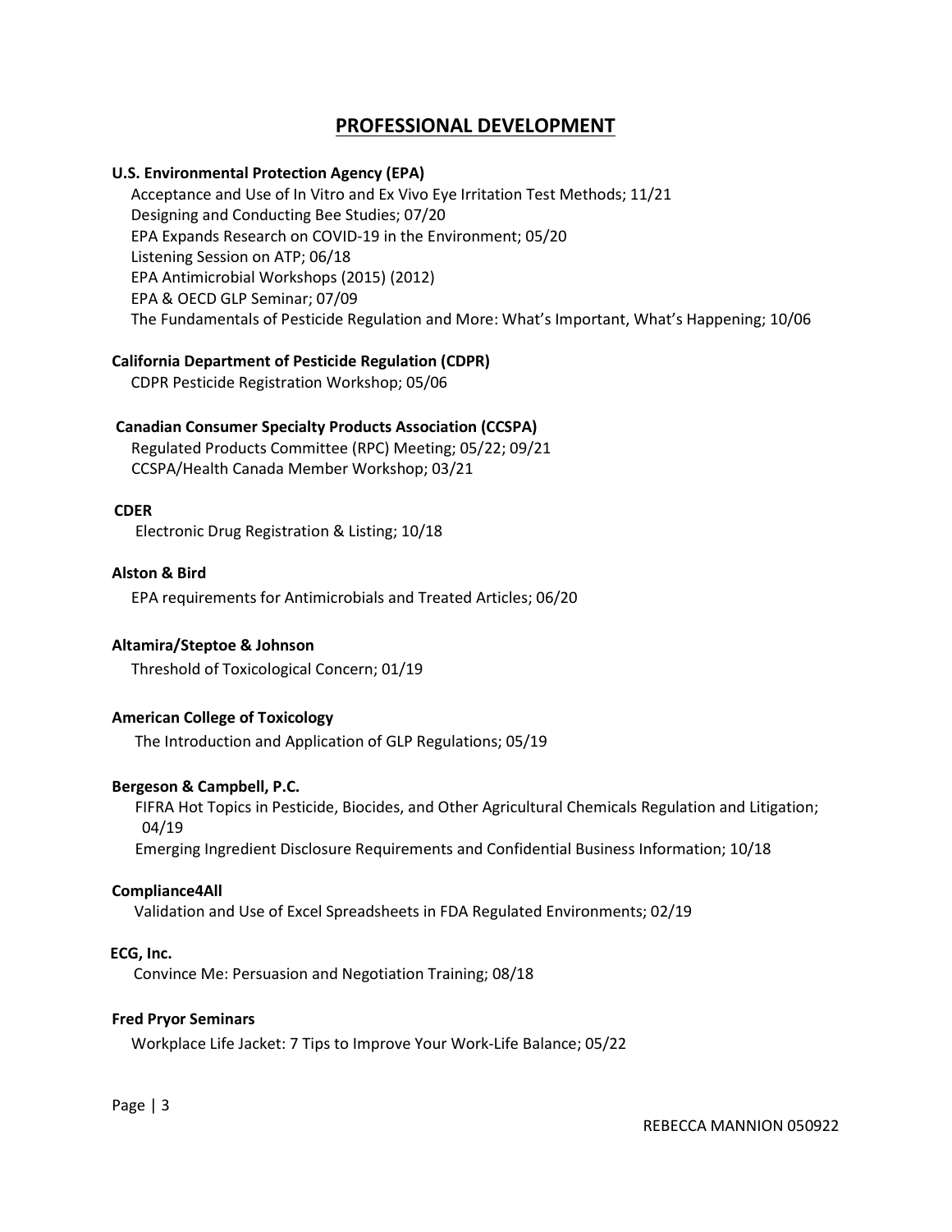## PROFESSIONAL DEVELOPMENT

**U.S. Environmental Protection Agency (EPA)**

Acceptance and Use of In Vitro and Ex Vivo Eye Irritation Test Methods; 11/21
Designing and Conducting Bee Studies; 07/20
EPA Expands Research on COVID-19 in the Environment; 05/20
Listening Session on ATP; 06/18
EPA Antimicrobial Workshops (2015) (2012)
EPA & OECD GLP Seminar; 07/09
The Fundamentals of Pesticide Regulation and More: What's Important, What's Happening; 10/06

**California Department of Pesticide Regulation (CDPR)**

CDPR Pesticide Registration Workshop; 05/06

**Canadian Consumer Specialty Products Association (CCSPA)**

Regulated Products Committee (RPC) Meeting; 05/22; 09/21
CCSPA/Health Canada Member Workshop; 03/21

**CDER**

Electronic Drug Registration & Listing; 10/18

**Alston & Bird**

EPA requirements for Antimicrobials and Treated Articles; 06/20

**Altamira/Steptoe & Johnson**

Threshold of Toxicological Concern; 01/19

**American College of Toxicology**

The Introduction and Application of GLP Regulations; 05/19

**Bergeson & Campbell, P.C.**

FIFRA Hot Topics in Pesticide, Biocides, and Other Agricultural Chemicals Regulation and Litigation; 04/19
Emerging Ingredient Disclosure Requirements and Confidential Business Information; 10/18

**Compliance4All**

Validation and Use of Excel Spreadsheets in FDA Regulated Environments; 02/19

**ECG, Inc.**

Convince Me: Persuasion and Negotiation Training; 08/18

**Fred Pryor Seminars**

Workplace Life Jacket: 7 Tips to Improve Your Work-Life Balance; 05/22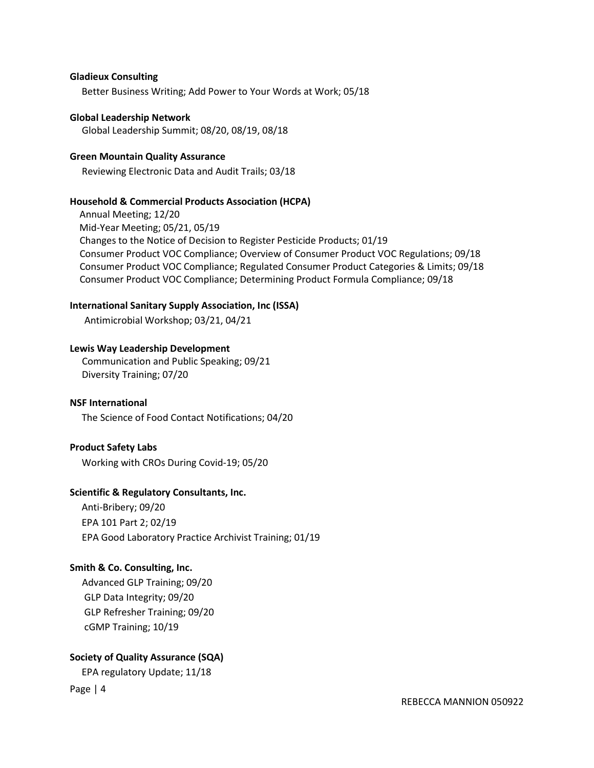**Gladieux Consulting**

Better Business Writing; Add Power to Your Words at Work; 05/18

**Global Leadership Network**

Global Leadership Summit; 08/20, 08/19, 08/18

**Green Mountain Quality Assurance**

Reviewing Electronic Data and Audit Trails; 03/18

**Household & Commercial Products Association (HCPA)**

Annual Meeting; 12/20
Mid-Year Meeting; 05/21, 05/19
Changes to the Notice of Decision to Register Pesticide Products; 01/19
Consumer Product VOC Compliance; Overview of Consumer Product VOC Regulations; 09/18
Consumer Product VOC Compliance; Regulated Consumer Product Categories & Limits; 09/18
Consumer Product VOC Compliance; Determining Product Formula Compliance; 09/18

**International Sanitary Supply Association, Inc (ISSA)**

Antimicrobial Workshop; 03/21, 04/21

**Lewis Way Leadership Development**

Communication and Public Speaking; 09/21
Diversity Training; 07/20

**NSF International**

The Science of Food Contact Notifications; 04/20

**Product Safety Labs**

Working with CROs During Covid-19; 05/20

**Scientific & Regulatory Consultants, Inc.**

Anti-Bribery; 09/20
EPA 101 Part 2; 02/19
EPA Good Laboratory Practice Archivist Training; 01/19

**Smith & Co. Consulting, Inc.**

Advanced GLP Training; 09/20
GLP Data Integrity; 09/20
GLP Refresher Training; 09/20
cGMP Training; 10/19

**Society of Quality Assurance (SQA)**

EPA regulatory Update; 11/18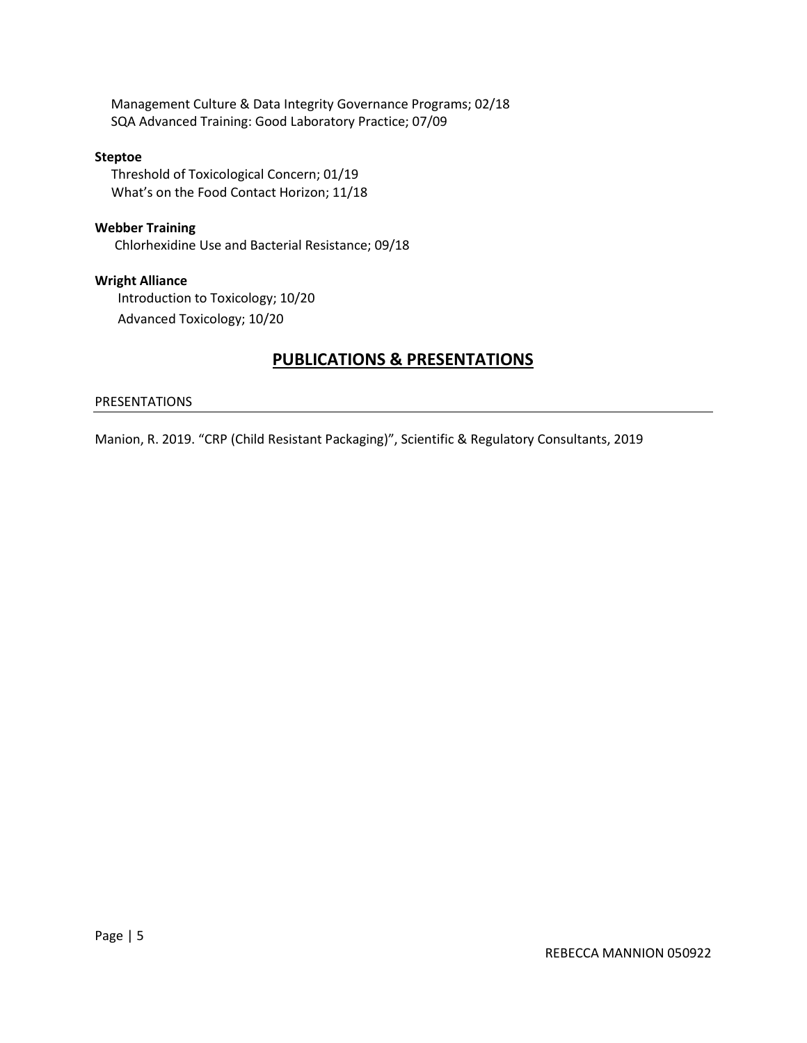Management Culture & Data Integrity Governance Programs; 02/18
SQA Advanced Training: Good Laboratory Practice; 07/09

**Steptoe**

Threshold of Toxicological Concern; 01/19
What's on the Food Contact Horizon; 11/18

**Webber Training**

Chlorhexidine Use and Bacterial Resistance; 09/18

**Wright Alliance**

Introduction to Toxicology; 10/20
Advanced Toxicology; 10/20

## PUBLICATIONS & PRESENTATIONS

### PRESENTATIONS

Manion, R. 2019. "CRP (Child Resistant Packaging)", Scientific & Regulatory Consultants, 2019